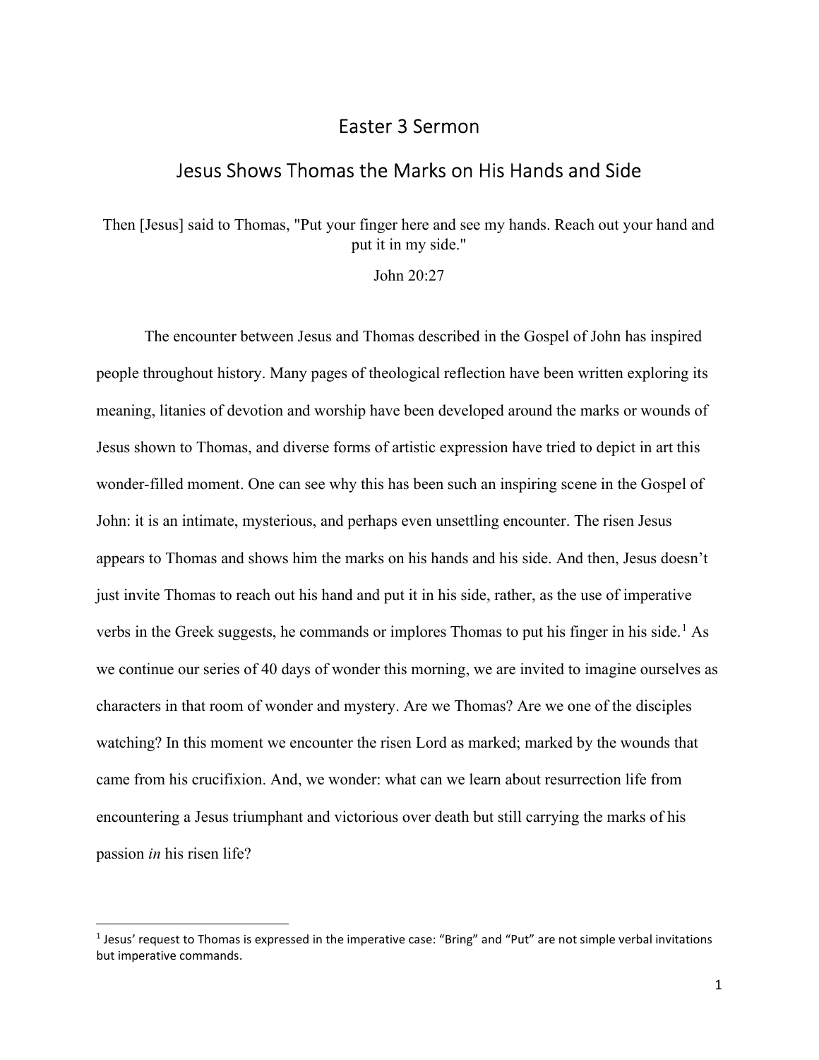# Easter 3 Sermon

## Jesus Shows Thomas the Marks on His Hands and Side

Then [Jesus] said to Thomas, "Put your finger here and see my hands. Reach out your hand and put it in my side."

John 20:27

The encounter between Jesus and Thomas described in the Gospel of John has inspired people throughout history. Many pages of theological reflection have been written exploring its meaning, litanies of devotion and worship have been developed around the marks or wounds of Jesus shown to Thomas, and diverse forms of artistic expression have tried to depict in art this wonder-filled moment. One can see why this has been such an inspiring scene in the Gospel of John: it is an intimate, mysterious, and perhaps even unsettling encounter. The risen Jesus appears to Thomas and shows him the marks on his hands and his side. And then, Jesus doesn't just invite Thomas to reach out his hand and put it in his side, rather, as the use of imperative verbs in the Greek suggests, he commands or implores Thomas to put his finger in his side.[1] As we continue our series of 40 days of wonder this morning, we are invited to imagine ourselves as characters in that room of wonder and mystery. Are we Thomas? Are we one of the disciples watching? In this moment we encounter the risen Lord as marked; marked by the wounds that came from his crucifixion. And, we wonder: what can we learn about resurrection life from encountering a Jesus triumphant and victorious over death but still carrying the marks of his passion *in* his risen life?

---

[1] Jesus' request to Thomas is expressed in the imperative case: "Bring" and "Put" are not simple verbal invitations but imperative commands.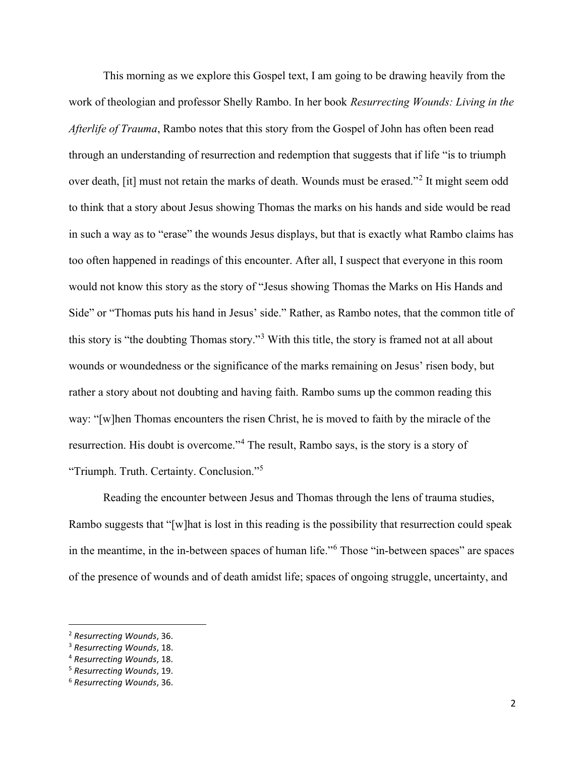This morning as we explore this Gospel text, I am going to be drawing heavily from the work of theologian and professor Shelly Rambo. In her book *Resurrecting Wounds: Living in the Afterlife of Trauma*, Rambo notes that this story from the Gospel of John has often been read through an understanding of resurrection and redemption that suggests that if life "is to triumph over death, [it] must not retain the marks of death. Wounds must be erased."[2] It might seem odd to think that a story about Jesus showing Thomas the marks on his hands and side would be read in such a way as to "erase" the wounds Jesus displays, but that is exactly what Rambo claims has too often happened in readings of this encounter. After all, I suspect that everyone in this room would not know this story as the story of "Jesus showing Thomas the Marks on His Hands and Side" or "Thomas puts his hand in Jesus' side." Rather, as Rambo notes, that the common title of this story is "the doubting Thomas story."[3] With this title, the story is framed not at all about wounds or woundedness or the significance of the marks remaining on Jesus' risen body, but rather a story about not doubting and having faith. Rambo sums up the common reading this way: "[w]hen Thomas encounters the risen Christ, he is moved to faith by the miracle of the resurrection. His doubt is overcome."[4] The result, Rambo says, is the story is a story of "Triumph. Truth. Certainty. Conclusion."[5]

Reading the encounter between Jesus and Thomas through the lens of trauma studies, Rambo suggests that "[w]hat is lost in this reading is the possibility that resurrection could speak in the meantime, in the in-between spaces of human life."[6] Those "in-between spaces" are spaces of the presence of wounds and of death amidst life; spaces of ongoing struggle, uncertainty, and

---

[2] *Resurrecting Wounds*, 36.
[3] *Resurrecting Wounds*, 18.
[4] *Resurrecting Wounds*, 18.
[5] *Resurrecting Wounds*, 19.
[6] *Resurrecting Wounds*, 36.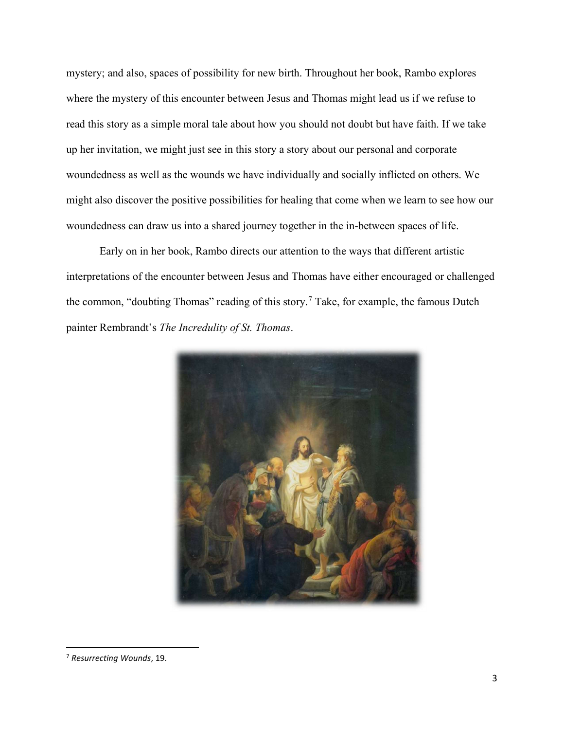mystery; and also, spaces of possibility for new birth. Throughout her book, Rambo explores where the mystery of this encounter between Jesus and Thomas might lead us if we refuse to read this story as a simple moral tale about how you should not doubt but have faith. If we take up her invitation, we might just see in this story a story about our personal and corporate woundedness as well as the wounds we have individually and socially inflicted on others. We might also discover the positive possibilities for healing that come when we learn to see how our woundedness can draw us into a shared journey together in the in-between spaces of life.

Early on in her book, Rambo directs our attention to the ways that different artistic interpretations of the encounter between Jesus and Thomas have either encouraged or challenged the common, "doubting Thomas" reading of this story.[7] Take, for example, the famous Dutch painter Rembrandt's *The Incredulity of St. Thomas*.

[7] *Resurrecting Wounds*, 19.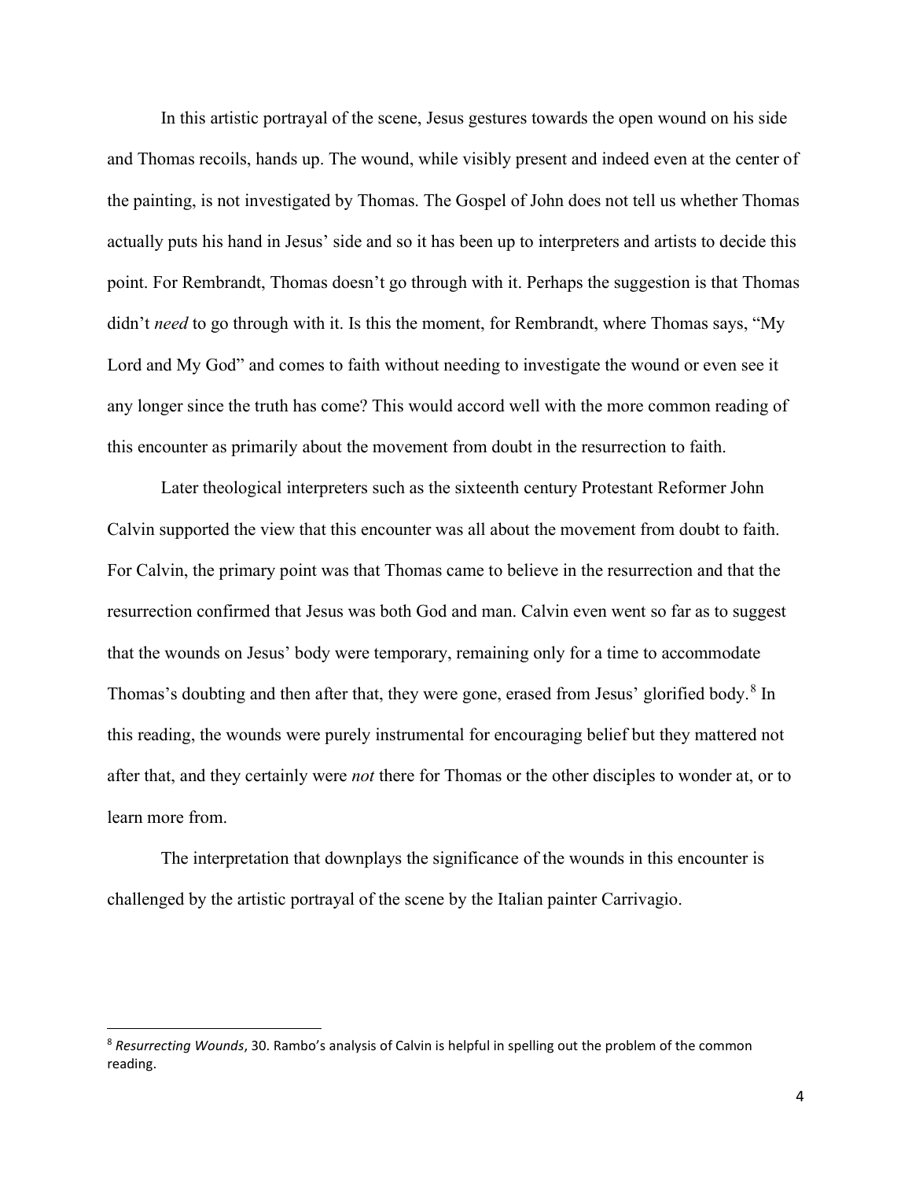In this artistic portrayal of the scene, Jesus gestures towards the open wound on his side and Thomas recoils, hands up. The wound, while visibly present and indeed even at the center of the painting, is not investigated by Thomas. The Gospel of John does not tell us whether Thomas actually puts his hand in Jesus' side and so it has been up to interpreters and artists to decide this point. For Rembrandt, Thomas doesn't go through with it. Perhaps the suggestion is that Thomas didn't *need* to go through with it. Is this the moment, for Rembrandt, where Thomas says, "My Lord and My God" and comes to faith without needing to investigate the wound or even see it any longer since the truth has come? This would accord well with the more common reading of this encounter as primarily about the movement from doubt in the resurrection to faith.

Later theological interpreters such as the sixteenth century Protestant Reformer John Calvin supported the view that this encounter was all about the movement from doubt to faith. For Calvin, the primary point was that Thomas came to believe in the resurrection and that the resurrection confirmed that Jesus was both God and man. Calvin even went so far as to suggest that the wounds on Jesus' body were temporary, remaining only for a time to accommodate Thomas's doubting and then after that, they were gone, erased from Jesus' glorified body.[8] In this reading, the wounds were purely instrumental for encouraging belief but they mattered not after that, and they certainly were *not* there for Thomas or the other disciples to wonder at, or to learn more from.

The interpretation that downplays the significance of the wounds in this encounter is challenged by the artistic portrayal of the scene by the Italian painter Carrivagio.

---

[8] *Resurrecting Wounds*, 30. Rambo's analysis of Calvin is helpful in spelling out the problem of the common reading.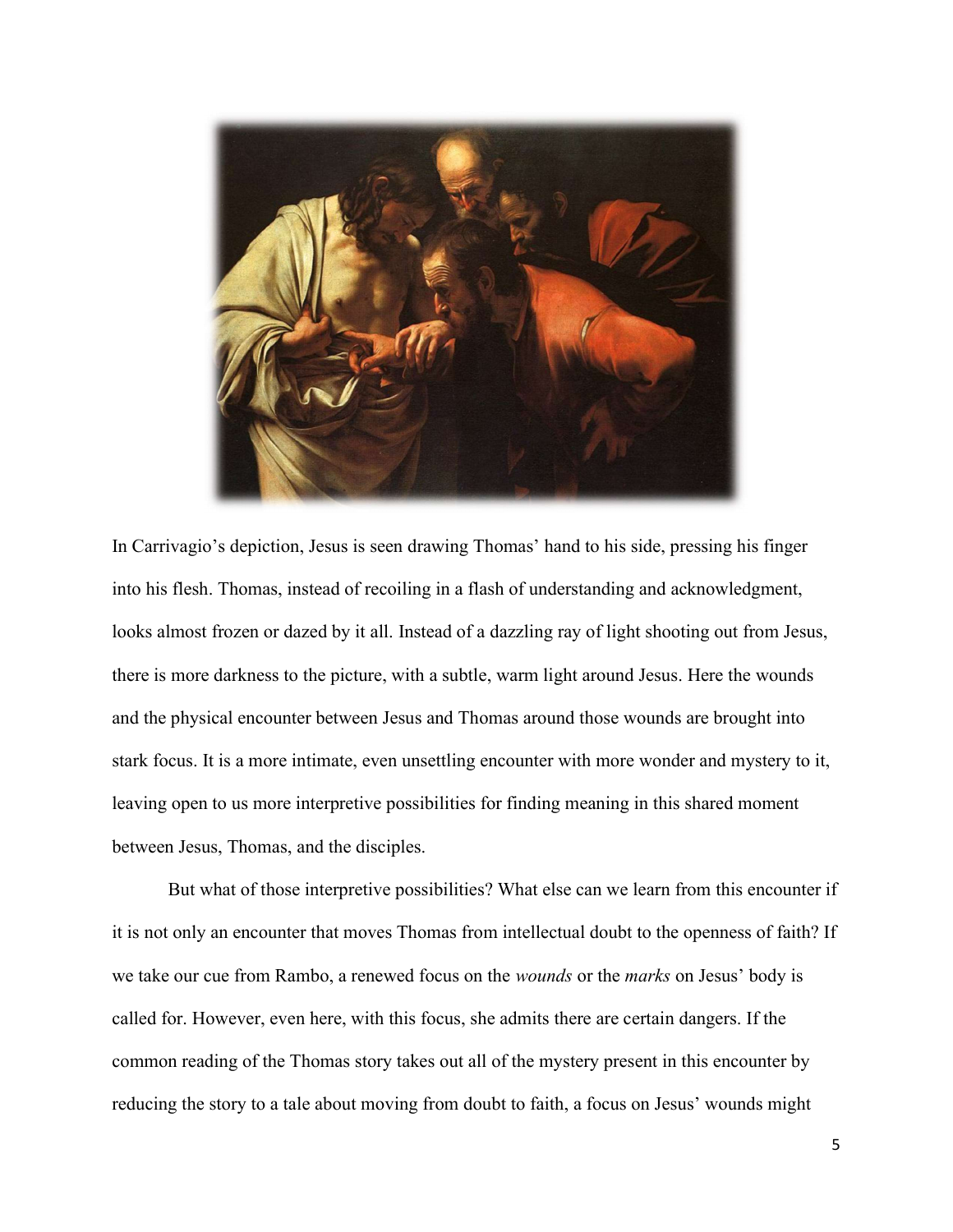In Carrivagio's depiction, Jesus is seen drawing Thomas' hand to his side, pressing his finger into his flesh. Thomas, instead of recoiling in a flash of understanding and acknowledgment, looks almost frozen or dazed by it all. Instead of a dazzling ray of light shooting out from Jesus, there is more darkness to the picture, with a subtle, warm light around Jesus. Here the wounds and the physical encounter between Jesus and Thomas around those wounds are brought into stark focus. It is a more intimate, even unsettling encounter with more wonder and mystery to it, leaving open to us more interpretive possibilities for finding meaning in this shared moment between Jesus, Thomas, and the disciples.

But what of those interpretive possibilities? What else can we learn from this encounter if it is not only an encounter that moves Thomas from intellectual doubt to the openness of faith? If we take our cue from Rambo, a renewed focus on the *wounds* or the *marks* on Jesus' body is called for. However, even here, with this focus, she admits there are certain dangers. If the common reading of the Thomas story takes out all of the mystery present in this encounter by reducing the story to a tale about moving from doubt to faith, a focus on Jesus' wounds might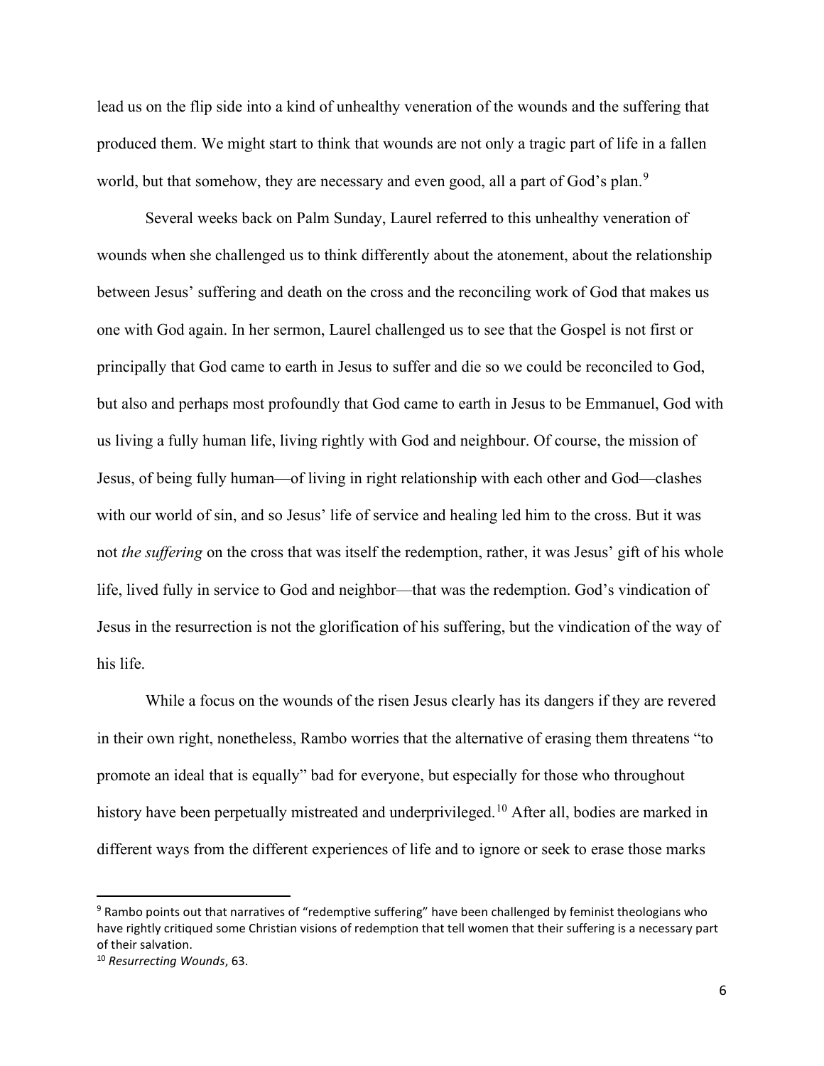lead us on the flip side into a kind of unhealthy veneration of the wounds and the suffering that produced them. We might start to think that wounds are not only a tragic part of life in a fallen world, but that somehow, they are necessary and even good, all a part of God's plan.[9]

Several weeks back on Palm Sunday, Laurel referred to this unhealthy veneration of wounds when she challenged us to think differently about the atonement, about the relationship between Jesus' suffering and death on the cross and the reconciling work of God that makes us one with God again. In her sermon, Laurel challenged us to see that the Gospel is not first or principally that God came to earth in Jesus to suffer and die so we could be reconciled to God, but also and perhaps most profoundly that God came to earth in Jesus to be Emmanuel, God with us living a fully human life, living rightly with God and neighbour. Of course, the mission of Jesus, of being fully human—of living in right relationship with each other and God—clashes with our world of sin, and so Jesus' life of service and healing led him to the cross. But it was not *the suffering* on the cross that was itself the redemption, rather, it was Jesus' gift of his whole life, lived fully in service to God and neighbor—that was the redemption. God's vindication of Jesus in the resurrection is not the glorification of his suffering, but the vindication of the way of his life.

While a focus on the wounds of the risen Jesus clearly has its dangers if they are revered in their own right, nonetheless, Rambo worries that the alternative of erasing them threatens "to promote an ideal that is equally" bad for everyone, but especially for those who throughout history have been perpetually mistreated and underprivileged.[10] After all, bodies are marked in different ways from the different experiences of life and to ignore or seek to erase those marks

---

[9] Rambo points out that narratives of "redemptive suffering" have been challenged by feminist theologians who have rightly critiqued some Christian visions of redemption that tell women that their suffering is a necessary part of their salvation.

[10] *Resurrecting Wounds*, 63.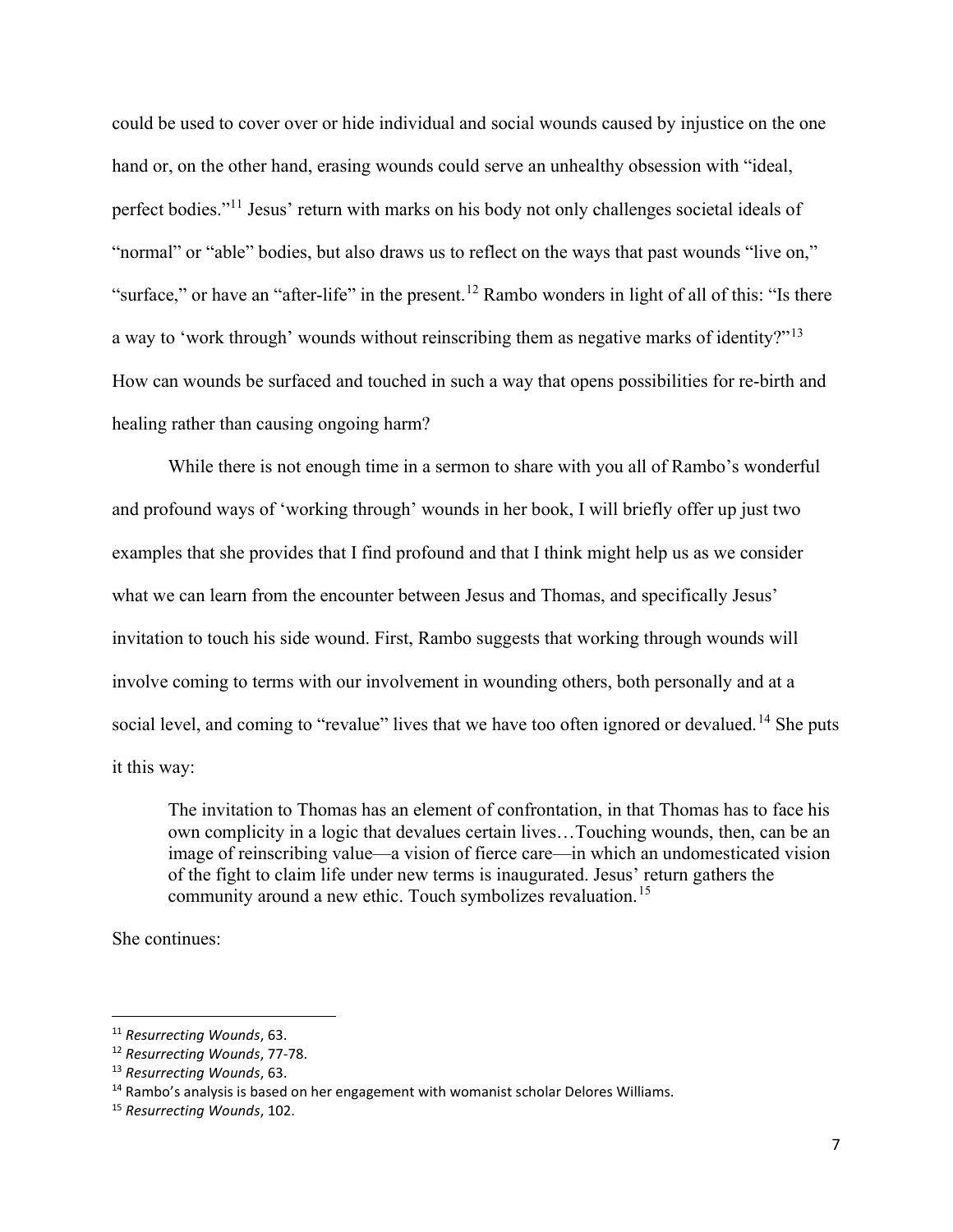could be used to cover over or hide individual and social wounds caused by injustice on the one hand or, on the other hand, erasing wounds could serve an unhealthy obsession with "ideal, perfect bodies."[11] Jesus' return with marks on his body not only challenges societal ideals of "normal" or "able" bodies, but also draws us to reflect on the ways that past wounds "live on," "surface," or have an "after-life" in the present.[12] Rambo wonders in light of all of this: "Is there a way to 'work through' wounds without reinscribing them as negative marks of identity?"[13] How can wounds be surfaced and touched in such a way that opens possibilities for re-birth and healing rather than causing ongoing harm?

While there is not enough time in a sermon to share with you all of Rambo's wonderful and profound ways of 'working through' wounds in her book, I will briefly offer up just two examples that she provides that I find profound and that I think might help us as we consider what we can learn from the encounter between Jesus and Thomas, and specifically Jesus' invitation to touch his side wound. First, Rambo suggests that working through wounds will involve coming to terms with our involvement in wounding others, both personally and at a social level, and coming to "revalue" lives that we have too often ignored or devalued.[14] She puts it this way:

> The invitation to Thomas has an element of confrontation, in that Thomas has to face his own complicity in a logic that devalues certain lives…Touching wounds, then, can be an image of reinscribing value—a vision of fierce care—in which an undomesticated vision of the fight to claim life under new terms is inaugurated. Jesus' return gathers the community around a new ethic. Touch symbolizes revaluation.[15]

She continues:

---

[11] *Resurrecting Wounds*, 63.

[12] *Resurrecting Wounds*, 77-78.

[13] *Resurrecting Wounds*, 63.

[14] Rambo's analysis is based on her engagement with womanist scholar Delores Williams.

[15] *Resurrecting Wounds*, 102.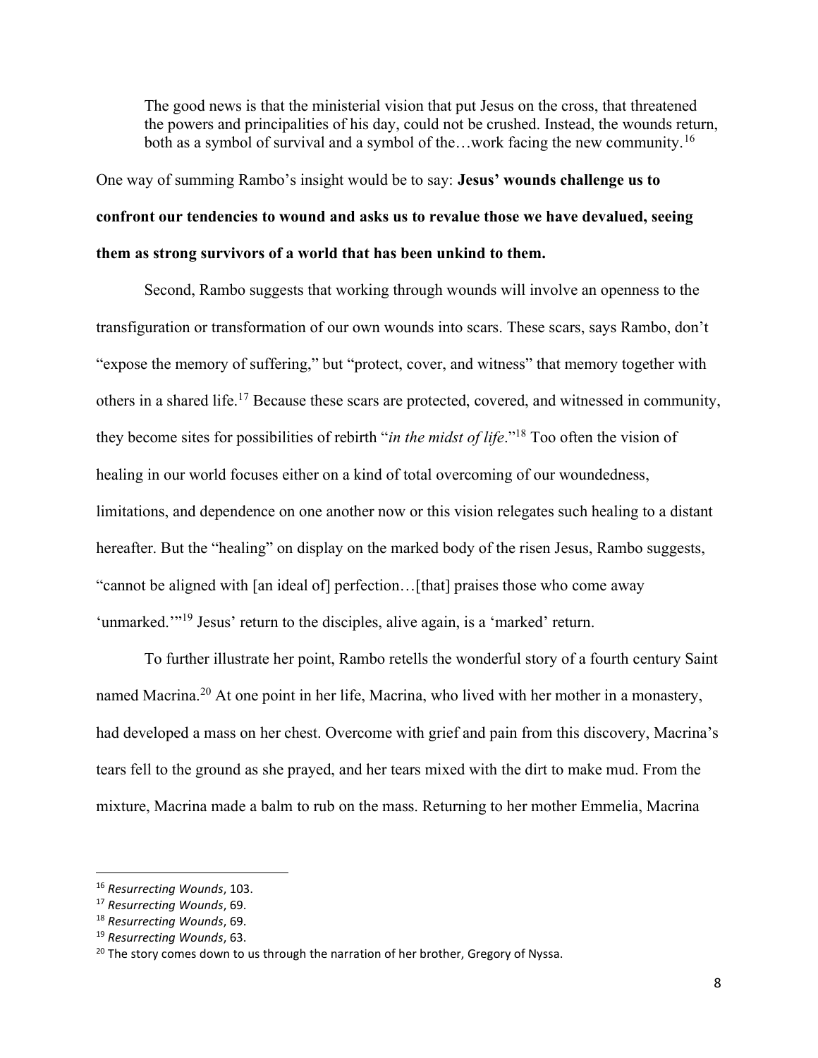> The good news is that the ministerial vision that put Jesus on the cross, that threatened the powers and principalities of his day, could not be crushed. Instead, the wounds return, both as a symbol of survival and a symbol of the…work facing the new community.[16]

One way of summing Rambo's insight would be to say: **Jesus' wounds challenge us to confront our tendencies to wound and asks us to revalue those we have devalued, seeing them as strong survivors of a world that has been unkind to them.**

Second, Rambo suggests that working through wounds will involve an openness to the transfiguration or transformation of our own wounds into scars. These scars, says Rambo, don't "expose the memory of suffering," but "protect, cover, and witness" that memory together with others in a shared life.[17] Because these scars are protected, covered, and witnessed in community, they become sites for possibilities of rebirth "*in the midst of life*."[18] Too often the vision of healing in our world focuses either on a kind of total overcoming of our woundedness, limitations, and dependence on one another now or this vision relegates such healing to a distant hereafter. But the "healing" on display on the marked body of the risen Jesus, Rambo suggests, "cannot be aligned with [an ideal of] perfection…[that] praises those who come away 'unmarked.'"[19] Jesus' return to the disciples, alive again, is a 'marked' return.

To further illustrate her point, Rambo retells the wonderful story of a fourth century Saint named Macrina.[20] At one point in her life, Macrina, who lived with her mother in a monastery, had developed a mass on her chest. Overcome with grief and pain from this discovery, Macrina's tears fell to the ground as she prayed, and her tears mixed with the dirt to make mud. From the mixture, Macrina made a balm to rub on the mass. Returning to her mother Emmelia, Macrina

---

[16] *Resurrecting Wounds*, 103.

[17] *Resurrecting Wounds*, 69.

[18] *Resurrecting Wounds*, 69.

[19] *Resurrecting Wounds*, 63.

[20] The story comes down to us through the narration of her brother, Gregory of Nyssa.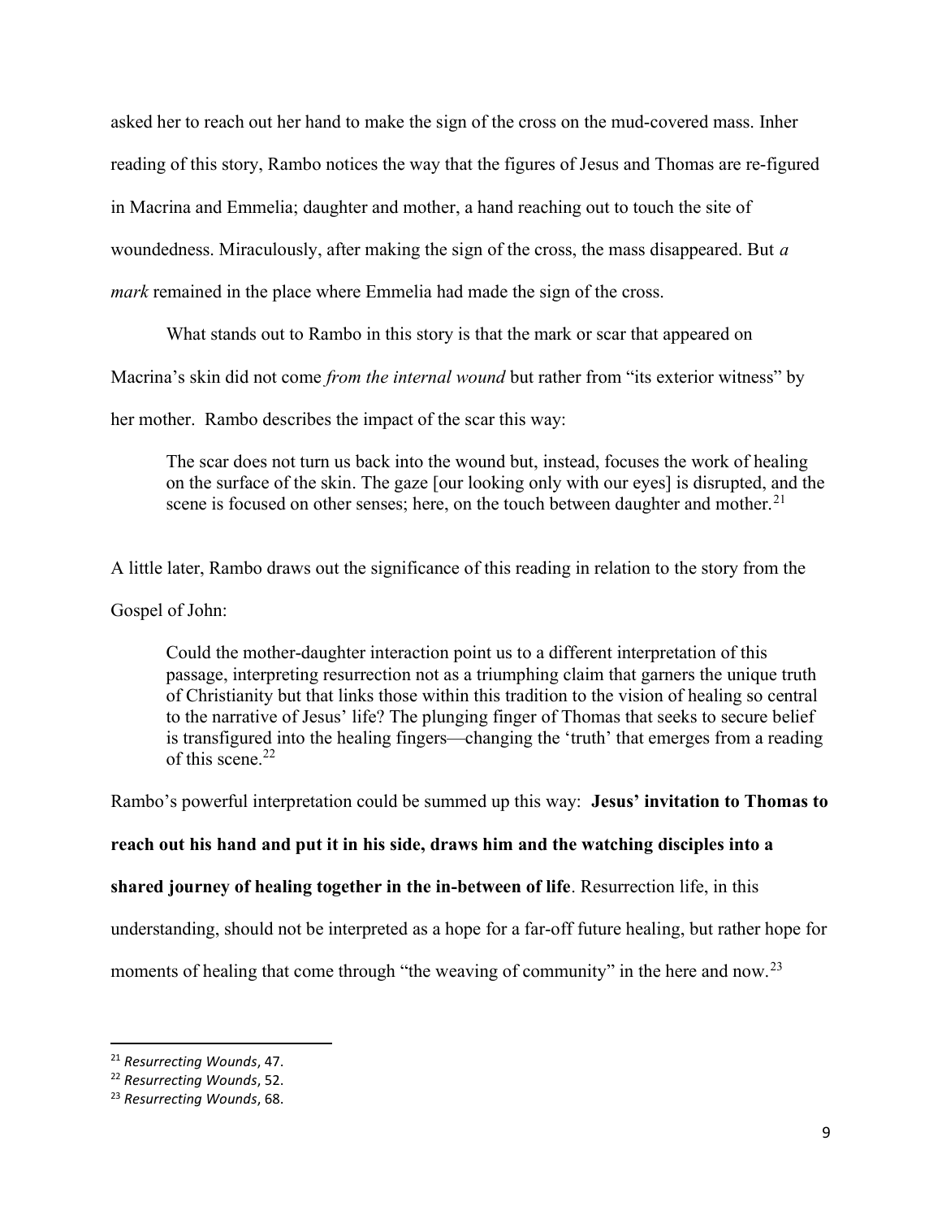asked her to reach out her hand to make the sign of the cross on the mud-covered mass. Inher reading of this story, Rambo notices the way that the figures of Jesus and Thomas are re-figured in Macrina and Emmelia; daughter and mother, a hand reaching out to touch the site of woundedness. Miraculously, after making the sign of the cross, the mass disappeared. But *a mark* remained in the place where Emmelia had made the sign of the cross.

What stands out to Rambo in this story is that the mark or scar that appeared on Macrina's skin did not come *from the internal wound* but rather from "its exterior witness" by her mother. Rambo describes the impact of the scar this way:

> The scar does not turn us back into the wound but, instead, focuses the work of healing on the surface of the skin. The gaze [our looking only with our eyes] is disrupted, and the scene is focused on other senses; here, on the touch between daughter and mother.[21]

A little later, Rambo draws out the significance of this reading in relation to the story from the Gospel of John:

> Could the mother-daughter interaction point us to a different interpretation of this passage, interpreting resurrection not as a triumphing claim that garners the unique truth of Christianity but that links those within this tradition to the vision of healing so central to the narrative of Jesus' life? The plunging finger of Thomas that seeks to secure belief is transfigured into the healing fingers—changing the 'truth' that emerges from a reading of this scene.[22]

Rambo's powerful interpretation could be summed up this way: **Jesus' invitation to Thomas to reach out his hand and put it in his side, draws him and the watching disciples into a shared journey of healing together in the in-between of life**. Resurrection life, in this understanding, should not be interpreted as a hope for a far-off future healing, but rather hope for moments of healing that come through "the weaving of community" in the here and now.[23]

---

[21] *Resurrecting Wounds*, 47.

[22] *Resurrecting Wounds*, 52.

[23] *Resurrecting Wounds*, 68.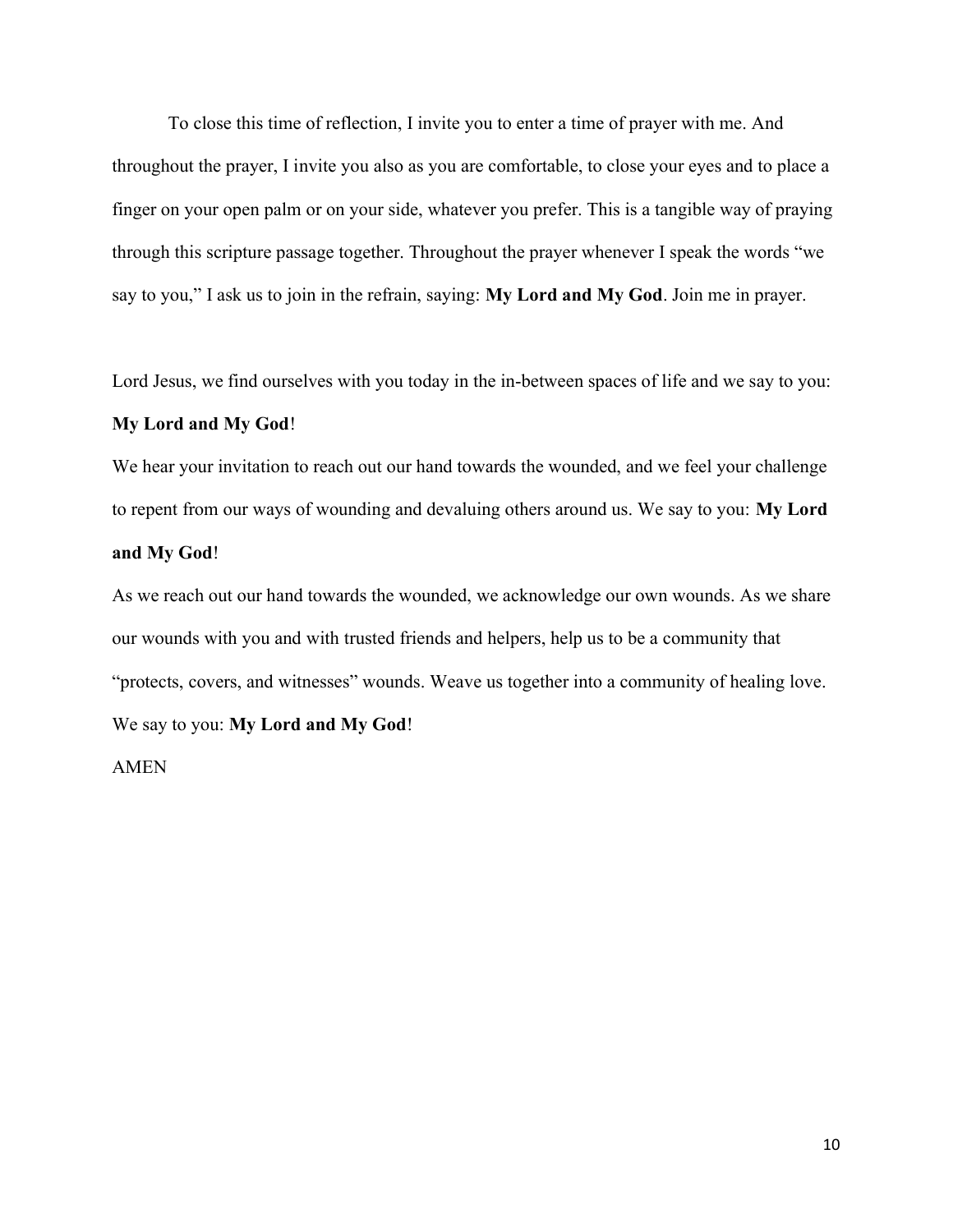To close this time of reflection, I invite you to enter a time of prayer with me. And throughout the prayer, I invite you also as you are comfortable, to close your eyes and to place a finger on your open palm or on your side, whatever you prefer. This is a tangible way of praying through this scripture passage together. Throughout the prayer whenever I speak the words "we say to you," I ask us to join in the refrain, saying: **My Lord and My God**. Join me in prayer.

Lord Jesus, we find ourselves with you today in the in-between spaces of life and we say to you: **My Lord and My God**!

We hear your invitation to reach out our hand towards the wounded, and we feel your challenge to repent from our ways of wounding and devaluing others around us. We say to you: **My Lord and My God**!

As we reach out our hand towards the wounded, we acknowledge our own wounds. As we share our wounds with you and with trusted friends and helpers, help us to be a community that "protects, covers, and witnesses" wounds. Weave us together into a community of healing love. We say to you: **My Lord and My God**!

AMEN